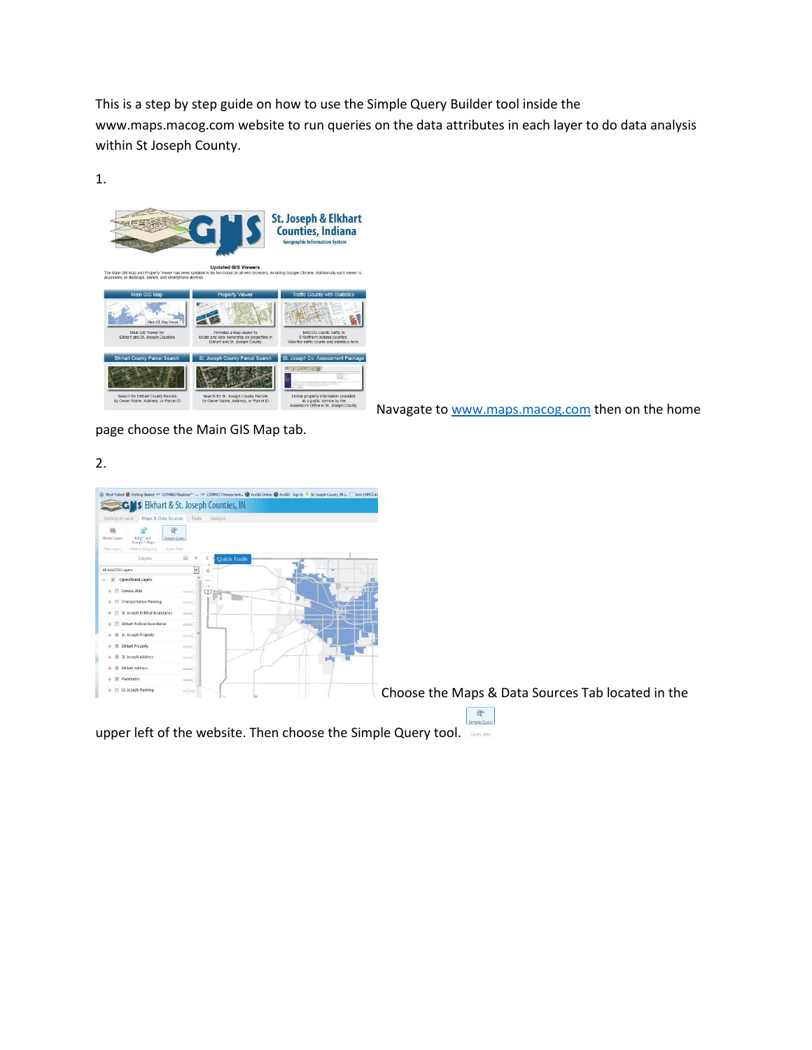This is a step by step guide on how to use the Simple Query Builder tool inside the www.maps.macog.com website to run queries on the data attributes in each layer to do data analysis within St Joseph County.

1.

Navagate to [www.maps.macog.com](www.maps.macog.com) then on the home page choose the Main GIS Map tab.

2.

Choose the Maps & Data Sources Tab located in the upper left of the website. Then choose the Simple Query tool.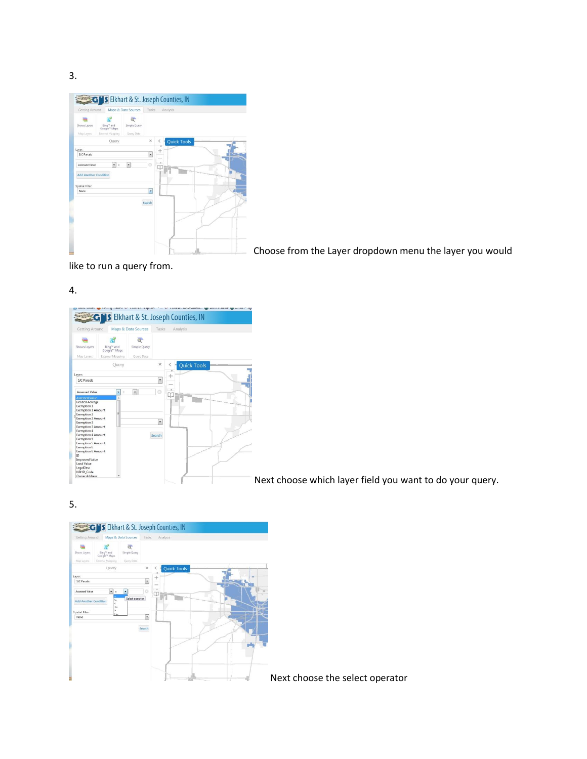3.

Choose from the Layer dropdown menu the layer you would like to run a query from.

4.

Next choose which layer field you want to do your query.

5.

Next choose the select operator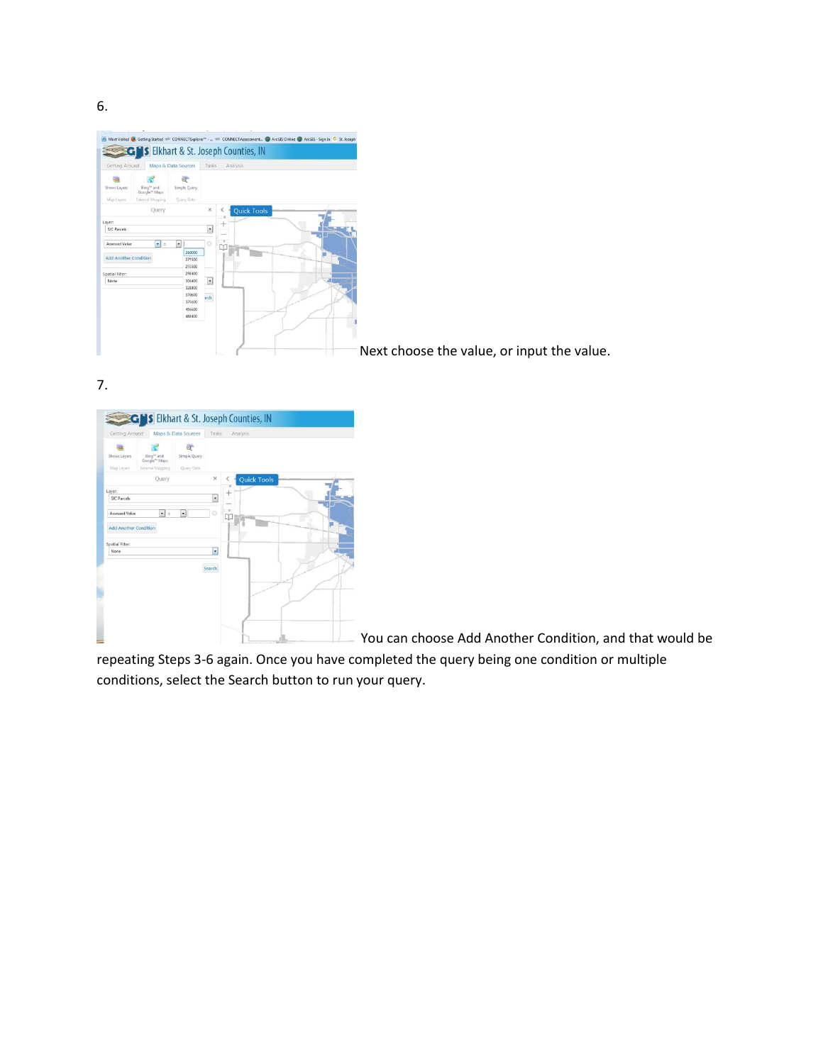6.

Next choose the value, or input the value.

7.

You can choose Add Another Condition, and that would be repeating Steps 3-6 again. Once you have completed the query being one condition or multiple conditions, select the Search button to run your query.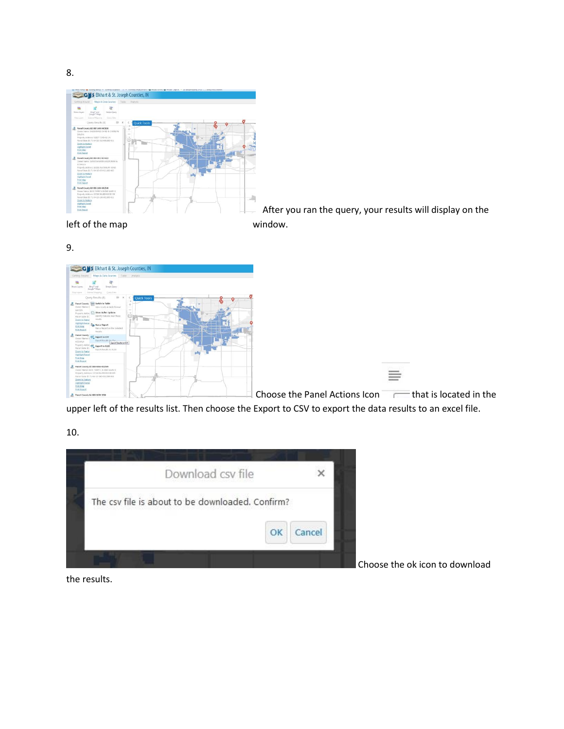8.

After you ran the query, your results will display on the left of the map window.

9.

Choose the Panel Actions Icon that is located in the upper left of the results list. Then choose the Export to CSV to export the data results to an excel file.

10.

Choose the ok icon to download the results.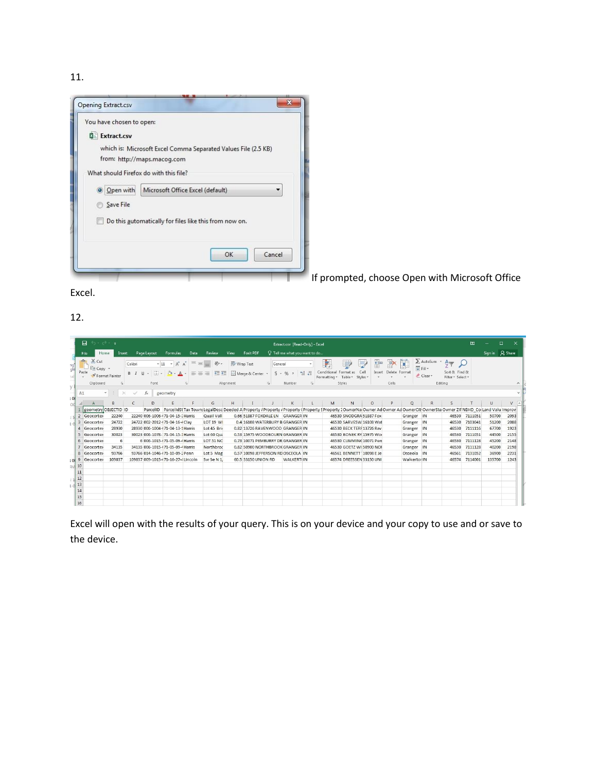11.

If prompted, choose Open with Microsoft Office Excel.

12.

Excel will open with the results of your query. This is on your device and your copy to use and or save to the device.